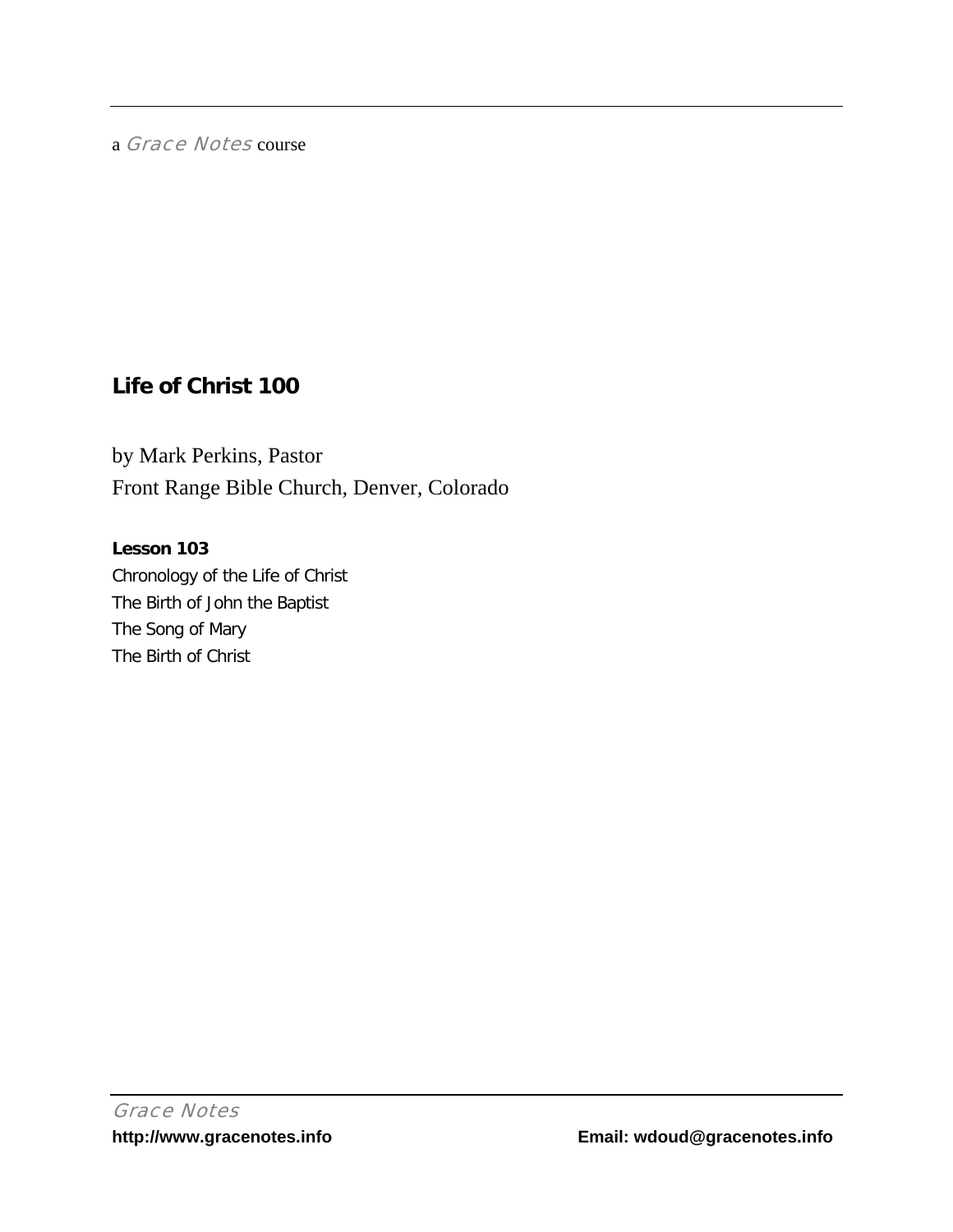a *Grace Notes* course

# Life of Christ 100

by Mark Perkins, Pastor

Front Range Bible Church, Denver, Colorado

**Lesson 103**

Chronology of the Life of Christ

The Birth of John the Baptist

The Song of Mary

The Birth of Christ

*Grace Notes*

**http://www.gracenotes.info** **Email: wdoud@gracenotes.info**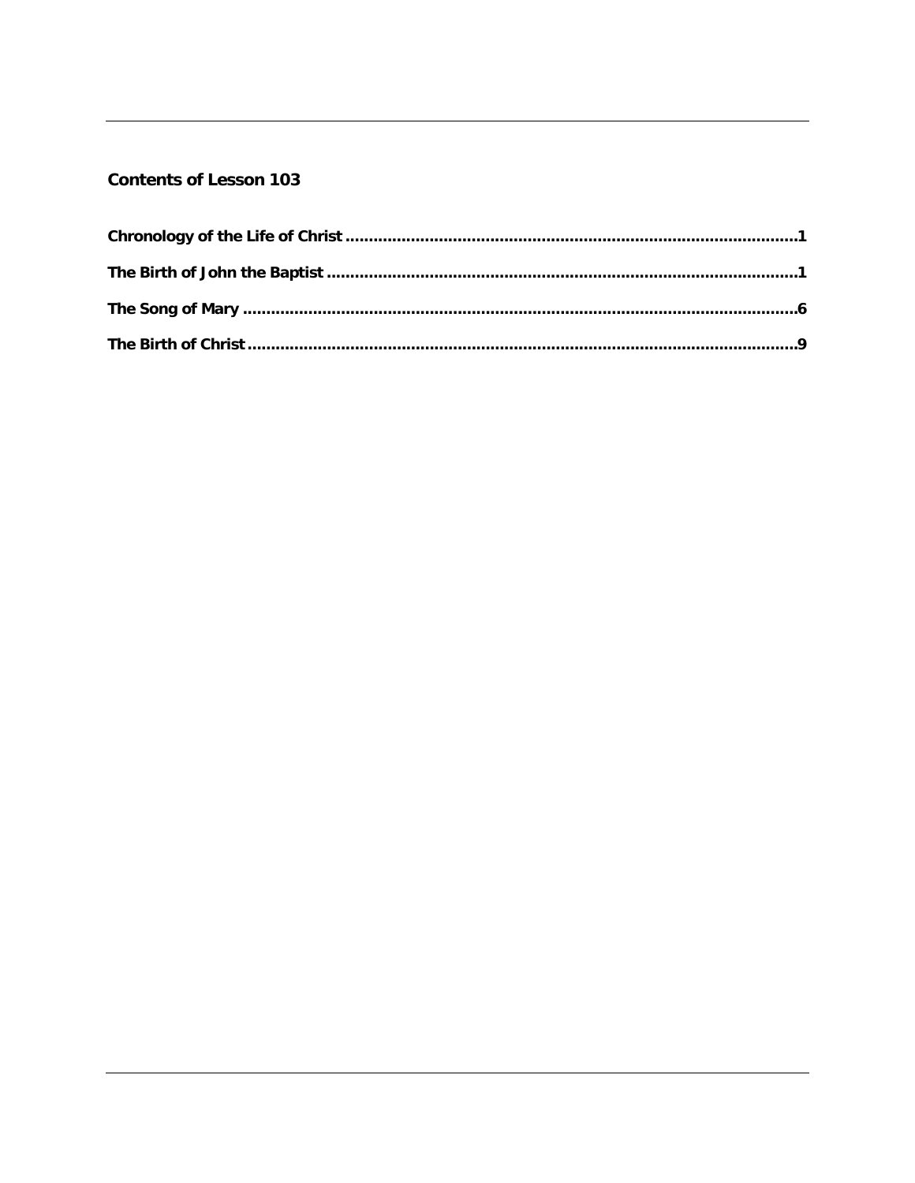## Contents of Lesson 103

**Chronology of the Life of Christ** ........................................................................................ **1**

**The Birth of John the Baptist** ........................................................................................ **1**

**The Song of Mary** ........................................................................................ **6**

**The Birth of Christ** ........................................................................................ **9**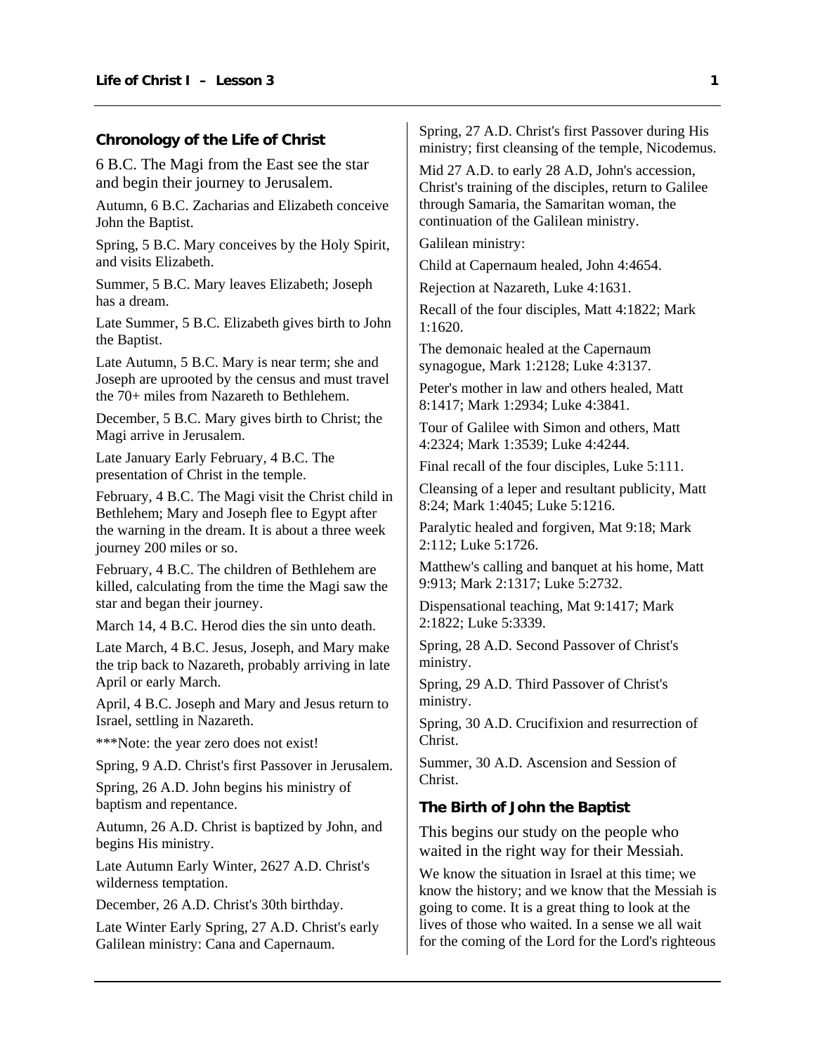## Chronology of the Life of Christ

6 B.C. The Magi from the East see the star and begin their journey to Jerusalem.

Autumn, 6 B.C. Zacharias and Elizabeth conceive John the Baptist.

Spring, 5 B.C. Mary conceives by the Holy Spirit, and visits Elizabeth.

Summer, 5 B.C. Mary leaves Elizabeth; Joseph has a dream.

Late Summer, 5 B.C. Elizabeth gives birth to John the Baptist.

Late Autumn, 5 B.C. Mary is near term; she and Joseph are uprooted by the census and must travel the 70+ miles from Nazareth to Bethlehem.

December, 5 B.C. Mary gives birth to Christ; the Magi arrive in Jerusalem.

Late January Early February, 4 B.C. The presentation of Christ in the temple.

February, 4 B.C. The Magi visit the Christ child in Bethlehem; Mary and Joseph flee to Egypt after the warning in the dream. It is about a three week journey 200 miles or so.

February, 4 B.C. The children of Bethlehem are killed, calculating from the time the Magi saw the star and began their journey.

March 14, 4 B.C. Herod dies the sin unto death.

Late March, 4 B.C. Jesus, Joseph, and Mary make the trip back to Nazareth, probably arriving in late April or early March.

April, 4 B.C. Joseph and Mary and Jesus return to Israel, settling in Nazareth.

***Note: the year zero does not exist!

Spring, 9 A.D. Christ's first Passover in Jerusalem.

Spring, 26 A.D. John begins his ministry of baptism and repentance.

Autumn, 26 A.D. Christ is baptized by John, and begins His ministry.

Late Autumn Early Winter, 2627 A.D. Christ's wilderness temptation.

December, 26 A.D. Christ's 30th birthday.

Late Winter Early Spring, 27 A.D. Christ's early Galilean ministry: Cana and Capernaum.

Spring, 27 A.D. Christ's first Passover during His ministry; first cleansing of the temple, Nicodemus.

Mid 27 A.D. to early 28 A.D, John's accession, Christ's training of the disciples, return to Galilee through Samaria, the Samaritan woman, the continuation of the Galilean ministry.

Galilean ministry:

Child at Capernaum healed, John 4:4654.

Rejection at Nazareth, Luke 4:1631.

Recall of the four disciples, Matt 4:1822; Mark 1:1620.

The demonaic healed at the Capernaum synagogue, Mark 1:2128; Luke 4:3137.

Peter's mother in law and others healed, Matt 8:1417; Mark 1:2934; Luke 4:3841.

Tour of Galilee with Simon and others, Matt 4:2324; Mark 1:3539; Luke 4:4244.

Final recall of the four disciples, Luke 5:111.

Cleansing of a leper and resultant publicity, Matt 8:24; Mark 1:4045; Luke 5:1216.

Paralytic healed and forgiven, Mat 9:18; Mark 2:112; Luke 5:1726.

Matthew's calling and banquet at his home, Matt 9:913; Mark 2:1317; Luke 5:2732.

Dispensational teaching, Mat 9:1417; Mark 2:1822; Luke 5:3339.

Spring, 28 A.D. Second Passover of Christ's ministry.

Spring, 29 A.D. Third Passover of Christ's ministry.

Spring, 30 A.D. Crucifixion and resurrection of Christ.

Summer, 30 A.D. Ascension and Session of Christ.

## The Birth of John the Baptist

This begins our study on the people who waited in the right way for their Messiah.

We know the situation in Israel at this time; we know the history; and we know that the Messiah is going to come. It is a great thing to look at the lives of those who waited. In a sense we all wait for the coming of the Lord for the Lord's righteous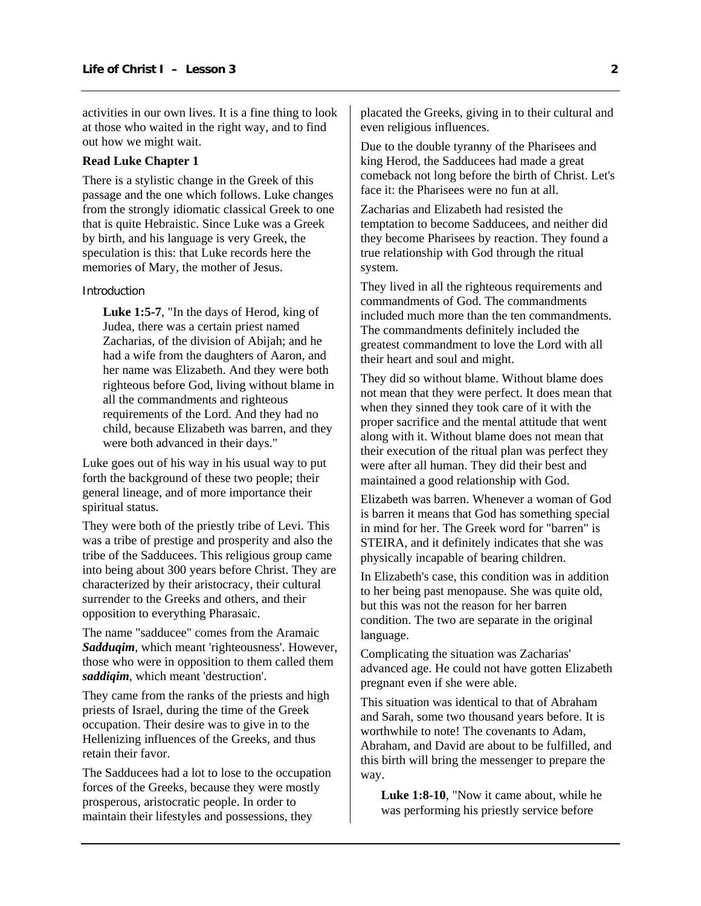activities in our own lives. It is a fine thing to look at those who waited in the right way, and to find out how we might wait.

**Read Luke Chapter 1**

There is a stylistic change in the Greek of this passage and the one which follows. Luke changes from the strongly idiomatic classical Greek to one that is quite Hebraistic. Since Luke was a Greek by birth, and his language is very Greek, the speculation is this: that Luke records here the memories of Mary, the mother of Jesus.

Introduction

> **Luke 1:5-7**, "In the days of Herod, king of Judea, there was a certain priest named Zacharias, of the division of Abijah; and he had a wife from the daughters of Aaron, and her name was Elizabeth. And they were both righteous before God, living without blame in all the commandments and righteous requirements of the Lord. And they had no child, because Elizabeth was barren, and they were both advanced in their days."

Luke goes out of his way in his usual way to put forth the background of these two people; their general lineage, and of more importance their spiritual status.

They were both of the priestly tribe of Levi. This was a tribe of prestige and prosperity and also the tribe of the Sadducees. This religious group came into being about 300 years before Christ. They are characterized by their aristocracy, their cultural surrender to the Greeks and others, and their opposition to everything Pharasaic.

The name "sadducee" comes from the Aramaic ***Sadduqim***, which meant 'righteousness'. However, those who were in opposition to them called them ***saddiqim***, which meant 'destruction'.

They came from the ranks of the priests and high priests of Israel, during the time of the Greek occupation. Their desire was to give in to the Hellenizing influences of the Greeks, and thus retain their favor.

The Sadducees had a lot to lose to the occupation forces of the Greeks, because they were mostly prosperous, aristocratic people. In order to maintain their lifestyles and possessions, they placated the Greeks, giving in to their cultural and even religious influences.

Due to the double tyranny of the Pharisees and king Herod, the Sadducees had made a great comeback not long before the birth of Christ. Let's face it: the Pharisees were no fun at all.

Zacharias and Elizabeth had resisted the temptation to become Sadducees, and neither did they become Pharisees by reaction. They found a true relationship with God through the ritual system.

They lived in all the righteous requirements and commandments of God. The commandments included much more than the ten commandments. The commandments definitely included the greatest commandment to love the Lord with all their heart and soul and might.

They did so without blame. Without blame does not mean that they were perfect. It does mean that when they sinned they took care of it with the proper sacrifice and the mental attitude that went along with it. Without blame does not mean that their execution of the ritual plan was perfect they were after all human. They did their best and maintained a good relationship with God.

Elizabeth was barren. Whenever a woman of God is barren it means that God has something special in mind for her. The Greek word for "barren" is STEIRA, and it definitely indicates that she was physically incapable of bearing children.

In Elizabeth's case, this condition was in addition to her being past menopause. She was quite old, but this was not the reason for her barren condition. The two are separate in the original language.

Complicating the situation was Zacharias' advanced age. He could not have gotten Elizabeth pregnant even if she were able.

This situation was identical to that of Abraham and Sarah, some two thousand years before. It is worthwhile to note! The covenants to Adam, Abraham, and David are about to be fulfilled, and this birth will bring the messenger to prepare the way.

> **Luke 1:8-10**, "Now it came about, while he was performing his priestly service before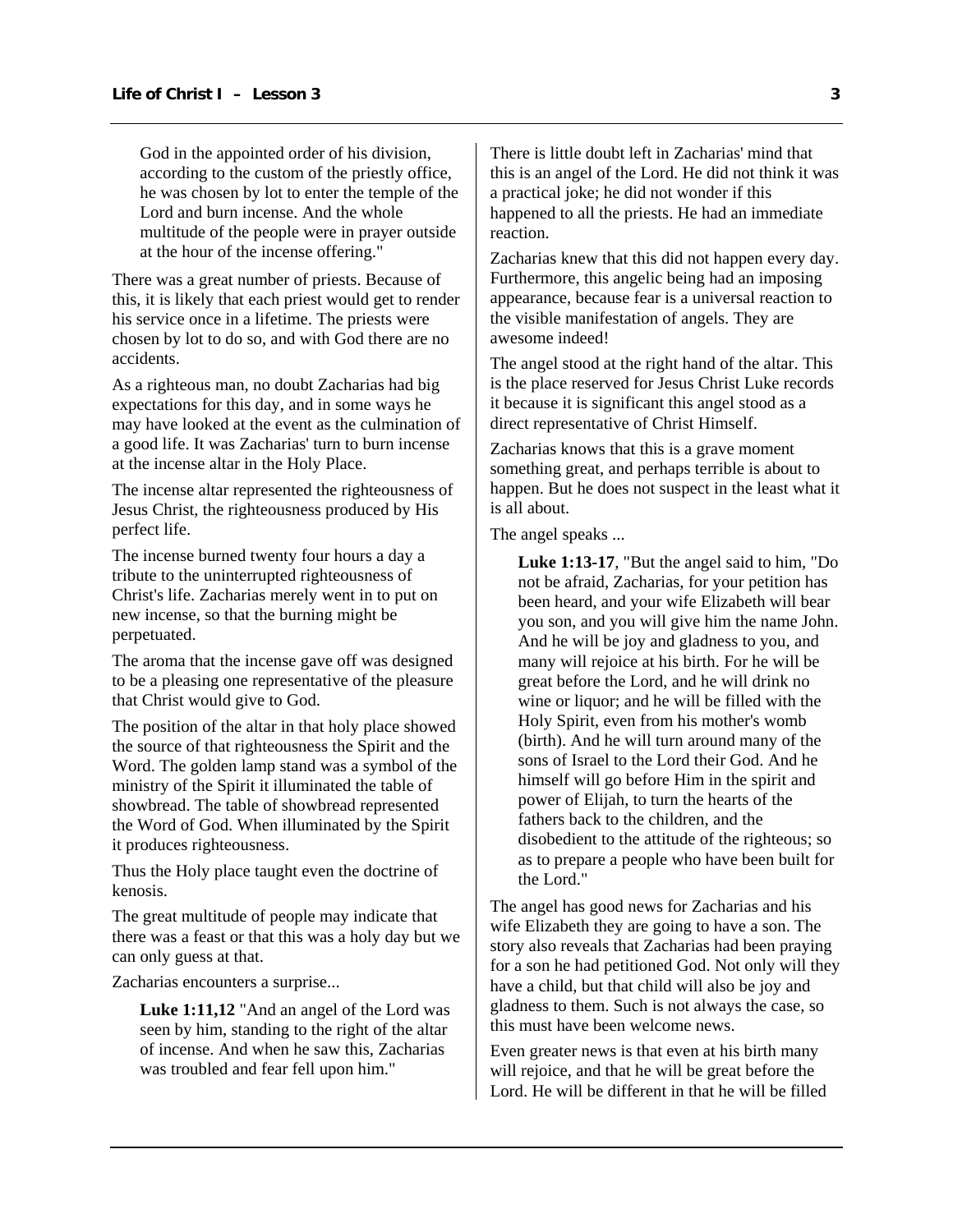> God in the appointed order of his division, according to the custom of the priestly office, he was chosen by lot to enter the temple of the Lord and burn incense. And the whole multitude of the people were in prayer outside at the hour of the incense offering."

There was a great number of priests. Because of this, it is likely that each priest would get to render his service once in a lifetime. The priests were chosen by lot to do so, and with God there are no accidents.

As a righteous man, no doubt Zacharias had big expectations for this day, and in some ways he may have looked at the event as the culmination of a good life. It was Zacharias' turn to burn incense at the incense altar in the Holy Place.

The incense altar represented the righteousness of Jesus Christ, the righteousness produced by His perfect life.

The incense burned twenty four hours a day a tribute to the uninterrupted righteousness of Christ's life. Zacharias merely went in to put on new incense, so that the burning might be perpetuated.

The aroma that the incense gave off was designed to be a pleasing one representative of the pleasure that Christ would give to God.

The position of the altar in that holy place showed the source of that righteousness the Spirit and the Word. The golden lamp stand was a symbol of the ministry of the Spirit it illuminated the table of showbread. The table of showbread represented the Word of God. When illuminated by the Spirit it produces righteousness.

Thus the Holy place taught even the doctrine of kenosis.

The great multitude of people may indicate that there was a feast or that this was a holy day but we can only guess at that.

Zacharias encounters a surprise...

> **Luke 1:11,12** "And an angel of the Lord was seen by him, standing to the right of the altar of incense. And when he saw this, Zacharias was troubled and fear fell upon him."

There is little doubt left in Zacharias' mind that this is an angel of the Lord. He did not think it was a practical joke; he did not wonder if this happened to all the priests. He had an immediate reaction.

Zacharias knew that this did not happen every day. Furthermore, this angelic being had an imposing appearance, because fear is a universal reaction to the visible manifestation of angels. They are awesome indeed!

The angel stood at the right hand of the altar. This is the place reserved for Jesus Christ Luke records it because it is significant this angel stood as a direct representative of Christ Himself.

Zacharias knows that this is a grave moment something great, and perhaps terrible is about to happen. But he does not suspect in the least what it is all about.

The angel speaks ...

> **Luke 1:13-17**, "But the angel said to him, "Do not be afraid, Zacharias, for your petition has been heard, and your wife Elizabeth will bear you son, and you will give him the name John. And he will be joy and gladness to you, and many will rejoice at his birth. For he will be great before the Lord, and he will drink no wine or liquor; and he will be filled with the Holy Spirit, even from his mother's womb (birth). And he will turn around many of the sons of Israel to the Lord their God. And he himself will go before Him in the spirit and power of Elijah, to turn the hearts of the fathers back to the children, and the disobedient to the attitude of the righteous; so as to prepare a people who have been built for the Lord."

The angel has good news for Zacharias and his wife Elizabeth they are going to have a son. The story also reveals that Zacharias had been praying for a son he had petitioned God. Not only will they have a child, but that child will also be joy and gladness to them. Such is not always the case, so this must have been welcome news.

Even greater news is that even at his birth many will rejoice, and that he will be great before the Lord. He will be different in that he will be filled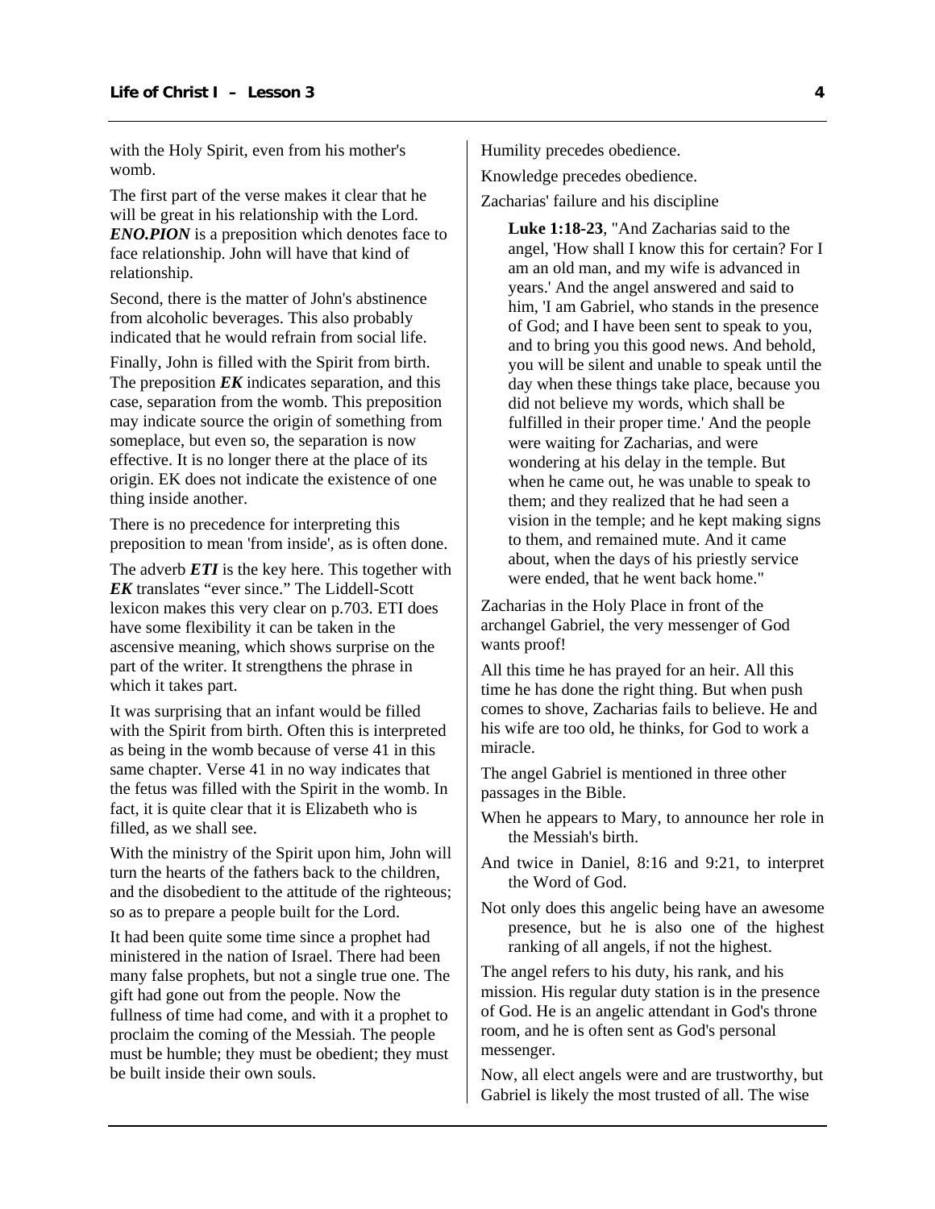with the Holy Spirit, even from his mother's womb.

The first part of the verse makes it clear that he will be great in his relationship with the Lord. ***ENO.PION*** is a preposition which denotes face to face relationship. John will have that kind of relationship.

Second, there is the matter of John's abstinence from alcoholic beverages. This also probably indicated that he would refrain from social life.

Finally, John is filled with the Spirit from birth. The preposition ***EK*** indicates separation, and this case, separation from the womb. This preposition may indicate source the origin of something from someplace, but even so, the separation is now effective. It is no longer there at the place of its origin. EK does not indicate the existence of one thing inside another.

There is no precedence for interpreting this preposition to mean 'from inside', as is often done.

The adverb ***ETI*** is the key here. This together with ***EK*** translates "ever since." The Liddell-Scott lexicon makes this very clear on p.703. ETI does have some flexibility it can be taken in the ascensive meaning, which shows surprise on the part of the writer. It strengthens the phrase in which it takes part.

It was surprising that an infant would be filled with the Spirit from birth. Often this is interpreted as being in the womb because of verse 41 in this same chapter. Verse 41 in no way indicates that the fetus was filled with the Spirit in the womb. In fact, it is quite clear that it is Elizabeth who is filled, as we shall see.

With the ministry of the Spirit upon him, John will turn the hearts of the fathers back to the children, and the disobedient to the attitude of the righteous; so as to prepare a people built for the Lord.

It had been quite some time since a prophet had ministered in the nation of Israel. There had been many false prophets, but not a single true one. The gift had gone out from the people. Now the fullness of time had come, and with it a prophet to proclaim the coming of the Messiah. The people must be humble; they must be obedient; they must be built inside their own souls.

Humility precedes obedience.

Knowledge precedes obedience.

Zacharias' failure and his discipline

> **Luke 1:18-23**, "And Zacharias said to the angel, 'How shall I know this for certain? For I am an old man, and my wife is advanced in years.' And the angel answered and said to him, 'I am Gabriel, who stands in the presence of God; and I have been sent to speak to you, and to bring you this good news. And behold, you will be silent and unable to speak until the day when these things take place, because you did not believe my words, which shall be fulfilled in their proper time.' And the people were waiting for Zacharias, and were wondering at his delay in the temple. But when he came out, he was unable to speak to them; and they realized that he had seen a vision in the temple; and he kept making signs to them, and remained mute. And it came about, when the days of his priestly service were ended, that he went back home."

Zacharias in the Holy Place in front of the archangel Gabriel, the very messenger of God wants proof!

All this time he has prayed for an heir. All this time he has done the right thing. But when push comes to shove, Zacharias fails to believe. He and his wife are too old, he thinks, for God to work a miracle.

The angel Gabriel is mentioned in three other passages in the Bible.

When he appears to Mary, to announce her role in the Messiah's birth.

And twice in Daniel, 8:16 and 9:21, to interpret the Word of God.

Not only does this angelic being have an awesome presence, but he is also one of the highest ranking of all angels, if not the highest.

The angel refers to his duty, his rank, and his mission. His regular duty station is in the presence of God. He is an angelic attendant in God's throne room, and he is often sent as God's personal messenger.

Now, all elect angels were and are trustworthy, but Gabriel is likely the most trusted of all. The wise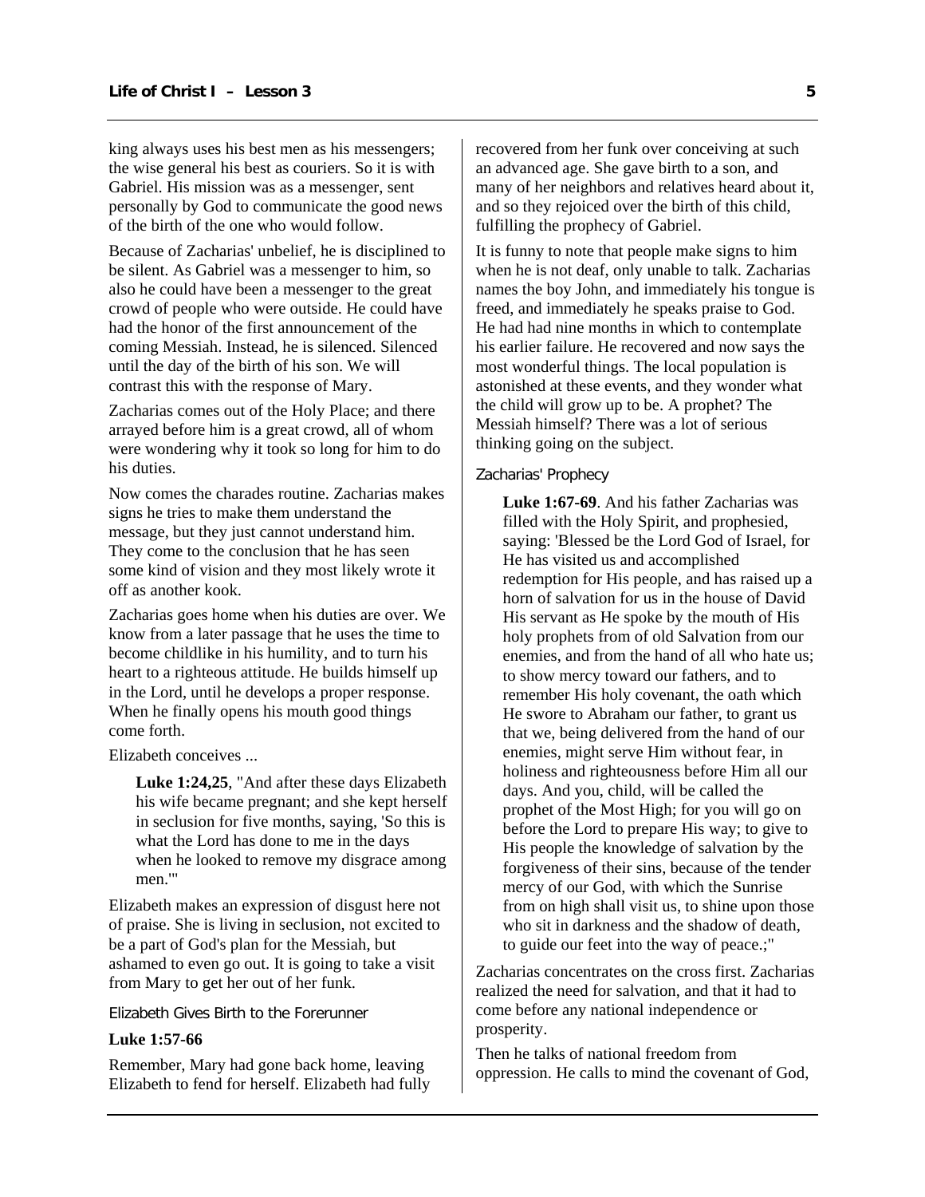king always uses his best men as his messengers; the wise general his best as couriers. So it is with Gabriel. His mission was as a messenger, sent personally by God to communicate the good news of the birth of the one who would follow.

Because of Zacharias' unbelief, he is disciplined to be silent. As Gabriel was a messenger to him, so also he could have been a messenger to the great crowd of people who were outside. He could have had the honor of the first announcement of the coming Messiah. Instead, he is silenced. Silenced until the day of the birth of his son. We will contrast this with the response of Mary.

Zacharias comes out of the Holy Place; and there arrayed before him is a great crowd, all of whom were wondering why it took so long for him to do his duties.

Now comes the charades routine. Zacharias makes signs he tries to make them understand the message, but they just cannot understand him. They come to the conclusion that he has seen some kind of vision and they most likely wrote it off as another kook.

Zacharias goes home when his duties are over. We know from a later passage that he uses the time to become childlike in his humility, and to turn his heart to a righteous attitude. He builds himself up in the Lord, until he develops a proper response. When he finally opens his mouth good things come forth.

Elizabeth conceives ...

> **Luke 1:24,25**, "And after these days Elizabeth his wife became pregnant; and she kept herself in seclusion for five months, saying, 'So this is what the Lord has done to me in the days when he looked to remove my disgrace among men.'"

Elizabeth makes an expression of disgust here not of praise. She is living in seclusion, not excited to be a part of God's plan for the Messiah, but ashamed to even go out. It is going to take a visit from Mary to get her out of her funk.

### Elizabeth Gives Birth to the Forerunner

**Luke 1:57-66**

Remember, Mary had gone back home, leaving Elizabeth to fend for herself. Elizabeth had fully recovered from her funk over conceiving at such an advanced age. She gave birth to a son, and many of her neighbors and relatives heard about it, and so they rejoiced over the birth of this child, fulfilling the prophecy of Gabriel.

It is funny to note that people make signs to him when he is not deaf, only unable to talk. Zacharias names the boy John, and immediately his tongue is freed, and immediately he speaks praise to God. He had had nine months in which to contemplate his earlier failure. He recovered and now says the most wonderful things. The local population is astonished at these events, and they wonder what the child will grow up to be. A prophet? The Messiah himself? There was a lot of serious thinking going on the subject.

### Zacharias' Prophecy

> **Luke 1:67-69**. And his father Zacharias was filled with the Holy Spirit, and prophesied, saying: 'Blessed be the Lord God of Israel, for He has visited us and accomplished redemption for His people, and has raised up a horn of salvation for us in the house of David His servant as He spoke by the mouth of His holy prophets from of old Salvation from our enemies, and from the hand of all who hate us; to show mercy toward our fathers, and to remember His holy covenant, the oath which He swore to Abraham our father, to grant us that we, being delivered from the hand of our enemies, might serve Him without fear, in holiness and righteousness before Him all our days. And you, child, will be called the prophet of the Most High; for you will go on before the Lord to prepare His way; to give to His people the knowledge of salvation by the forgiveness of their sins, because of the tender mercy of our God, with which the Sunrise from on high shall visit us, to shine upon those who sit in darkness and the shadow of death, to guide our feet into the way of peace.;"

Zacharias concentrates on the cross first. Zacharias realized the need for salvation, and that it had to come before any national independence or prosperity.

Then he talks of national freedom from oppression. He calls to mind the covenant of God,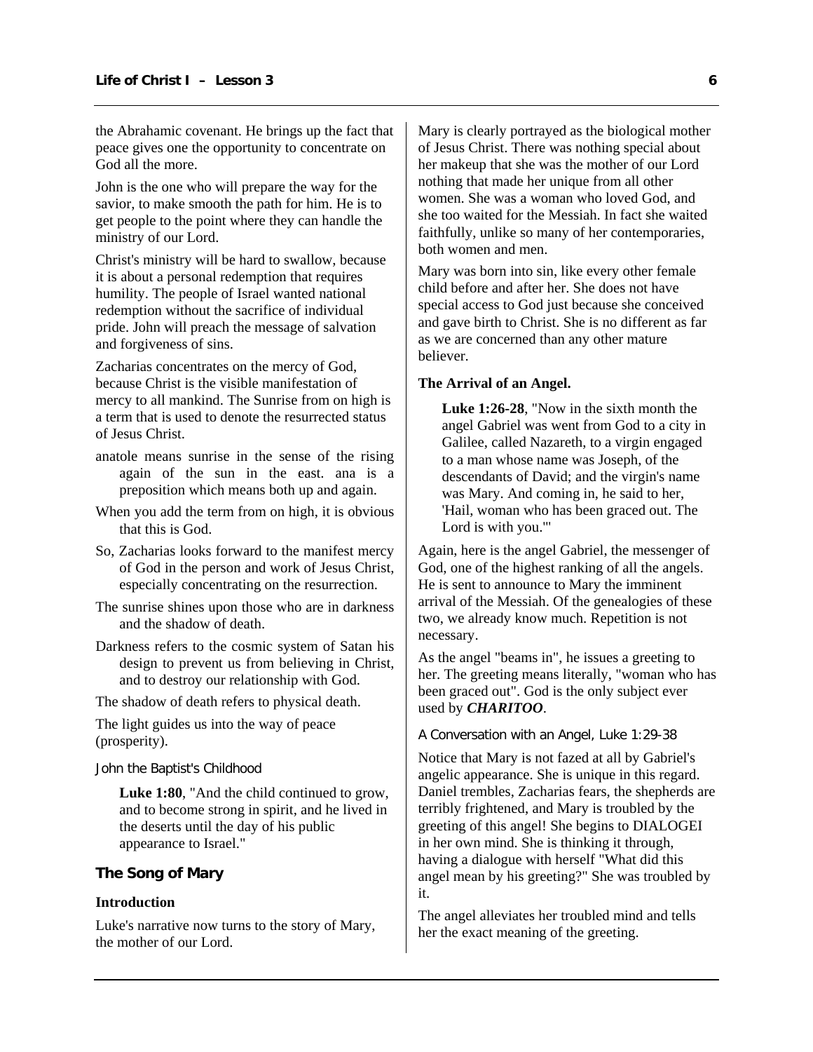the Abrahamic covenant. He brings up the fact that peace gives one the opportunity to concentrate on God all the more.

John is the one who will prepare the way for the savior, to make smooth the path for him. He is to get people to the point where they can handle the ministry of our Lord.

Christ's ministry will be hard to swallow, because it is about a personal redemption that requires humility. The people of Israel wanted national redemption without the sacrifice of individual pride. John will preach the message of salvation and forgiveness of sins.

Zacharias concentrates on the mercy of God, because Christ is the visible manifestation of mercy to all mankind. The Sunrise from on high is a term that is used to denote the resurrected status of Jesus Christ.

anatole means sunrise in the sense of the rising again of the sun in the east. ana is a preposition which means both up and again.

When you add the term from on high, it is obvious that this is God.

So, Zacharias looks forward to the manifest mercy of God in the person and work of Jesus Christ, especially concentrating on the resurrection.

The sunrise shines upon those who are in darkness and the shadow of death.

Darkness refers to the cosmic system of Satan his design to prevent us from believing in Christ, and to destroy our relationship with God.

The shadow of death refers to physical death.

The light guides us into the way of peace (prosperity).

#### John the Baptist's Childhood

> **Luke 1:80**, "And the child continued to grow, and to become strong in spirit, and he lived in the deserts until the day of his public appearance to Israel."

## The Song of Mary

### Introduction

Luke's narrative now turns to the story of Mary, the mother of our Lord.

Mary is clearly portrayed as the biological mother of Jesus Christ. There was nothing special about her makeup that she was the mother of our Lord nothing that made her unique from all other women. She was a woman who loved God, and she too waited for the Messiah. In fact she waited faithfully, unlike so many of her contemporaries, both women and men.

Mary was born into sin, like every other female child before and after her. She does not have special access to God just because she conceived and gave birth to Christ. She is no different as far as we are concerned than any other mature believer.

### The Arrival of an Angel.

> **Luke 1:26-28**, "Now in the sixth month the angel Gabriel was went from God to a city in Galilee, called Nazareth, to a virgin engaged to a man whose name was Joseph, of the descendants of David; and the virgin's name was Mary. And coming in, he said to her, 'Hail, woman who has been graced out. The Lord is with you.'"

Again, here is the angel Gabriel, the messenger of God, one of the highest ranking of all the angels. He is sent to announce to Mary the imminent arrival of the Messiah. Of the genealogies of these two, we already know much. Repetition is not necessary.

As the angel "beams in", he issues a greeting to her. The greeting means literally, "woman who has been graced out". God is the only subject ever used by ***CHARITOO***.

#### A Conversation with an Angel, Luke 1:29-38

Notice that Mary is not fazed at all by Gabriel's angelic appearance. She is unique in this regard. Daniel trembles, Zacharias fears, the shepherds are terribly frightened, and Mary is troubled by the greeting of this angel! She begins to DIALOGEI in her own mind. She is thinking it through, having a dialogue with herself "What did this angel mean by his greeting?" She was troubled by it.

The angel alleviates her troubled mind and tells her the exact meaning of the greeting.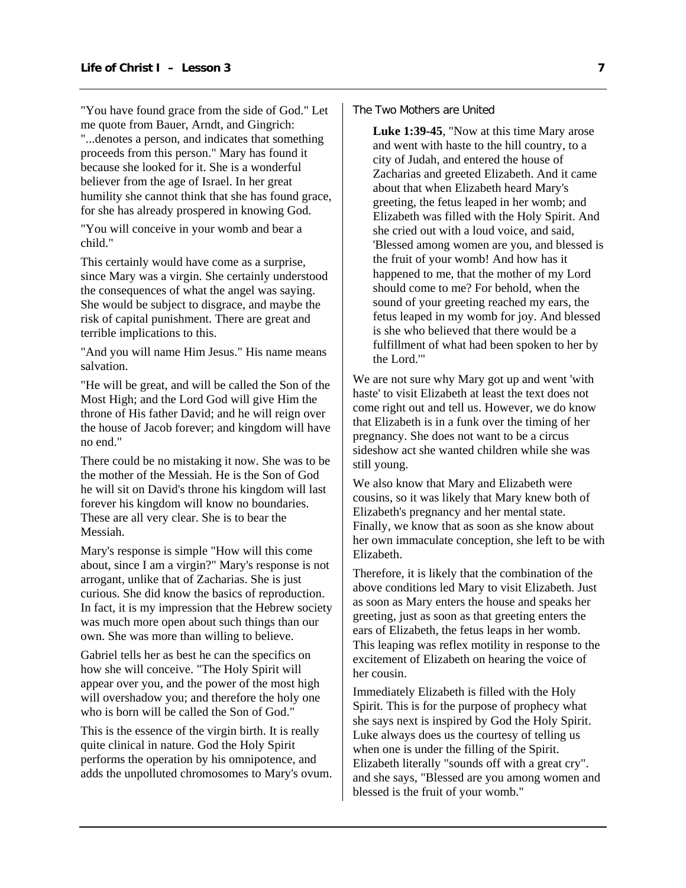"You have found grace from the side of God." Let me quote from Bauer, Arndt, and Gingrich: "...denotes a person, and indicates that something proceeds from this person." Mary has found it because she looked for it. She is a wonderful believer from the age of Israel. In her great humility she cannot think that she has found grace, for she has already prospered in knowing God.

"You will conceive in your womb and bear a child."

This certainly would have come as a surprise, since Mary was a virgin. She certainly understood the consequences of what the angel was saying. She would be subject to disgrace, and maybe the risk of capital punishment. There are great and terrible implications to this.

"And you will name Him Jesus." His name means salvation.

"He will be great, and will be called the Son of the Most High; and the Lord God will give Him the throne of His father David; and he will reign over the house of Jacob forever; and kingdom will have no end."

There could be no mistaking it now. She was to be the mother of the Messiah. He is the Son of God he will sit on David's throne his kingdom will last forever his kingdom will know no boundaries. These are all very clear. She is to bear the Messiah.

Mary's response is simple "How will this come about, since I am a virgin?" Mary's response is not arrogant, unlike that of Zacharias. She is just curious. She did know the basics of reproduction. In fact, it is my impression that the Hebrew society was much more open about such things than our own. She was more than willing to believe.

Gabriel tells her as best he can the specifics on how she will conceive. "The Holy Spirit will appear over you, and the power of the most high will overshadow you; and therefore the holy one who is born will be called the Son of God."

This is the essence of the virgin birth. It is really quite clinical in nature. God the Holy Spirit performs the operation by his omnipotence, and adds the unpolluted chromosomes to Mary's ovum.

### The Two Mothers are United

> **Luke 1:39-45**, "Now at this time Mary arose and went with haste to the hill country, to a city of Judah, and entered the house of Zacharias and greeted Elizabeth. And it came about that when Elizabeth heard Mary's greeting, the fetus leaped in her womb; and Elizabeth was filled with the Holy Spirit. And she cried out with a loud voice, and said, 'Blessed among women are you, and blessed is the fruit of your womb! And how has it happened to me, that the mother of my Lord should come to me? For behold, when the sound of your greeting reached my ears, the fetus leaped in my womb for joy. And blessed is she who believed that there would be a fulfillment of what had been spoken to her by the Lord.'"

We are not sure why Mary got up and went 'with haste' to visit Elizabeth at least the text does not come right out and tell us. However, we do know that Elizabeth is in a funk over the timing of her pregnancy. She does not want to be a circus sideshow act she wanted children while she was still young.

We also know that Mary and Elizabeth were cousins, so it was likely that Mary knew both of Elizabeth's pregnancy and her mental state. Finally, we know that as soon as she know about her own immaculate conception, she left to be with Elizabeth.

Therefore, it is likely that the combination of the above conditions led Mary to visit Elizabeth. Just as soon as Mary enters the house and speaks her greeting, just as soon as that greeting enters the ears of Elizabeth, the fetus leaps in her womb. This leaping was reflex motility in response to the excitement of Elizabeth on hearing the voice of her cousin.

Immediately Elizabeth is filled with the Holy Spirit. This is for the purpose of prophecy what she says next is inspired by God the Holy Spirit. Luke always does us the courtesy of telling us when one is under the filling of the Spirit. Elizabeth literally "sounds off with a great cry". and she says, "Blessed are you among women and blessed is the fruit of your womb."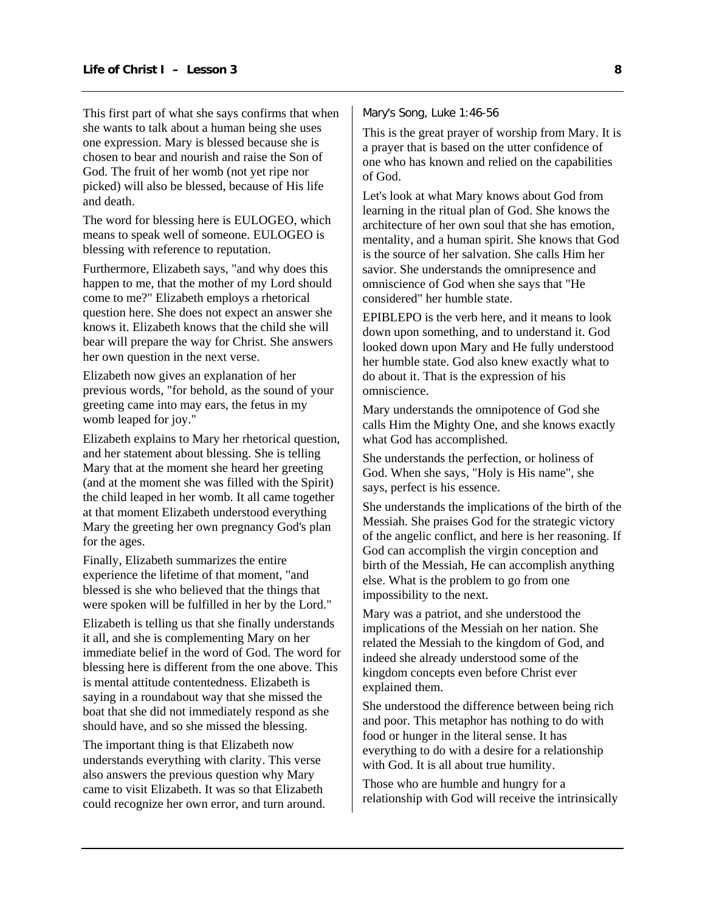This first part of what she says confirms that when she wants to talk about a human being she uses one expression. Mary is blessed because she is chosen to bear and nourish and raise the Son of God. The fruit of her womb (not yet ripe nor picked) will also be blessed, because of His life and death.

The word for blessing here is EULOGEO, which means to speak well of someone. EULOGEO is blessing with reference to reputation.

Furthermore, Elizabeth says, "and why does this happen to me, that the mother of my Lord should come to me?" Elizabeth employs a rhetorical question here. She does not expect an answer she knows it. Elizabeth knows that the child she will bear will prepare the way for Christ. She answers her own question in the next verse.

Elizabeth now gives an explanation of her previous words, "for behold, as the sound of your greeting came into may ears, the fetus in my womb leaped for joy."

Elizabeth explains to Mary her rhetorical question, and her statement about blessing. She is telling Mary that at the moment she heard her greeting (and at the moment she was filled with the Spirit) the child leaped in her womb. It all came together at that moment Elizabeth understood everything Mary the greeting her own pregnancy God's plan for the ages.

Finally, Elizabeth summarizes the entire experience the lifetime of that moment, "and blessed is she who believed that the things that were spoken will be fulfilled in her by the Lord."

Elizabeth is telling us that she finally understands it all, and she is complementing Mary on her immediate belief in the word of God. The word for blessing here is different from the one above. This is mental attitude contentedness. Elizabeth is saying in a roundabout way that she missed the boat that she did not immediately respond as she should have, and so she missed the blessing.

The important thing is that Elizabeth now understands everything with clarity. This verse also answers the previous question why Mary came to visit Elizabeth. It was so that Elizabeth could recognize her own error, and turn around.

### Mary's Song, Luke 1:46-56

This is the great prayer of worship from Mary. It is a prayer that is based on the utter confidence of one who has known and relied on the capabilities of God.

Let's look at what Mary knows about God from learning in the ritual plan of God. She knows the architecture of her own soul that she has emotion, mentality, and a human spirit. She knows that God is the source of her salvation. She calls Him her savior. She understands the omnipresence and omniscience of God when she says that "He considered" her humble state.

EPIBLEPO is the verb here, and it means to look down upon something, and to understand it. God looked down upon Mary and He fully understood her humble state. God also knew exactly what to do about it. That is the expression of his omniscience.

Mary understands the omnipotence of God she calls Him the Mighty One, and she knows exactly what God has accomplished.

She understands the perfection, or holiness of God. When she says, "Holy is His name", she says, perfect is his essence.

She understands the implications of the birth of the Messiah. She praises God for the strategic victory of the angelic conflict, and here is her reasoning. If God can accomplish the virgin conception and birth of the Messiah, He can accomplish anything else. What is the problem to go from one impossibility to the next.

Mary was a patriot, and she understood the implications of the Messiah on her nation. She related the Messiah to the kingdom of God, and indeed she already understood some of the kingdom concepts even before Christ ever explained them.

She understood the difference between being rich and poor. This metaphor has nothing to do with food or hunger in the literal sense. It has everything to do with a desire for a relationship with God. It is all about true humility.

Those who are humble and hungry for a relationship with God will receive the intrinsically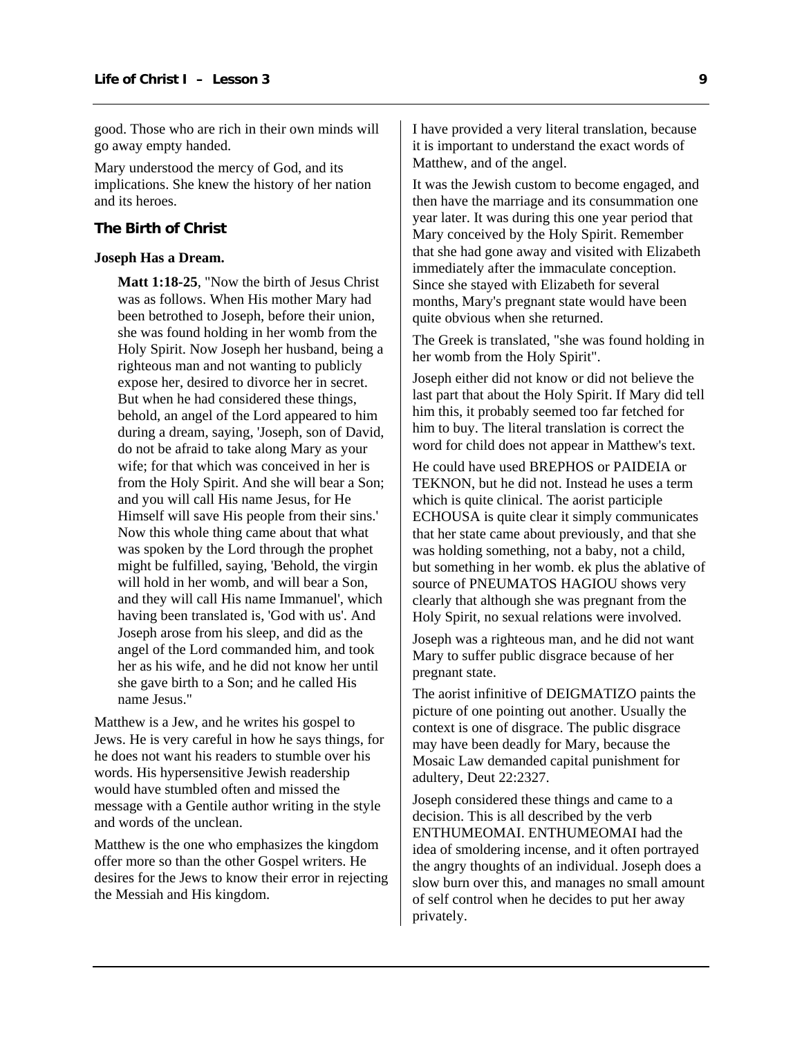good. Those who are rich in their own minds will go away empty handed.

Mary understood the mercy of God, and its implications. She knew the history of her nation and its heroes.

## The Birth of Christ

### Joseph Has a Dream.

> **Matt 1:18-25**, "Now the birth of Jesus Christ was as follows. When His mother Mary had been betrothed to Joseph, before their union, she was found holding in her womb from the Holy Spirit. Now Joseph her husband, being a righteous man and not wanting to publicly expose her, desired to divorce her in secret. But when he had considered these things, behold, an angel of the Lord appeared to him during a dream, saying, 'Joseph, son of David, do not be afraid to take along Mary as your wife; for that which was conceived in her is from the Holy Spirit. And she will bear a Son; and you will call His name Jesus, for He Himself will save His people from their sins.' Now this whole thing came about that what was spoken by the Lord through the prophet might be fulfilled, saying, 'Behold, the virgin will hold in her womb, and will bear a Son, and they will call His name Immanuel', which having been translated is, 'God with us'. And Joseph arose from his sleep, and did as the angel of the Lord commanded him, and took her as his wife, and he did not know her until she gave birth to a Son; and he called His name Jesus."

Matthew is a Jew, and he writes his gospel to Jews. He is very careful in how he says things, for he does not want his readers to stumble over his words. His hypersensitive Jewish readership would have stumbled often and missed the message with a Gentile author writing in the style and words of the unclean.

Matthew is the one who emphasizes the kingdom offer more so than the other Gospel writers. He desires for the Jews to know their error in rejecting the Messiah and His kingdom.

I have provided a very literal translation, because it is important to understand the exact words of Matthew, and of the angel.

It was the Jewish custom to become engaged, and then have the marriage and its consummation one year later. It was during this one year period that Mary conceived by the Holy Spirit. Remember that she had gone away and visited with Elizabeth immediately after the immaculate conception. Since she stayed with Elizabeth for several months, Mary's pregnant state would have been quite obvious when she returned.

The Greek is translated, "she was found holding in her womb from the Holy Spirit".

Joseph either did not know or did not believe the last part that about the Holy Spirit. If Mary did tell him this, it probably seemed too far fetched for him to buy. The literal translation is correct the word for child does not appear in Matthew's text.

He could have used BREPHOS or PAIDEIA or TEKNON, but he did not. Instead he uses a term which is quite clinical. The aorist participle ECHOUSA is quite clear it simply communicates that her state came about previously, and that she was holding something, not a baby, not a child, but something in her womb. ek plus the ablative of source of PNEUMATOS HAGIOU shows very clearly that although she was pregnant from the Holy Spirit, no sexual relations were involved.

Joseph was a righteous man, and he did not want Mary to suffer public disgrace because of her pregnant state.

The aorist infinitive of DEIGMATIZO paints the picture of one pointing out another. Usually the context is one of disgrace. The public disgrace may have been deadly for Mary, because the Mosaic Law demanded capital punishment for adultery, Deut 22:2327.

Joseph considered these things and came to a decision. This is all described by the verb ENTHUMEOMAI. ENTHUMEOMAI had the idea of smoldering incense, and it often portrayed the angry thoughts of an individual. Joseph does a slow burn over this, and manages no small amount of self control when he decides to put her away privately.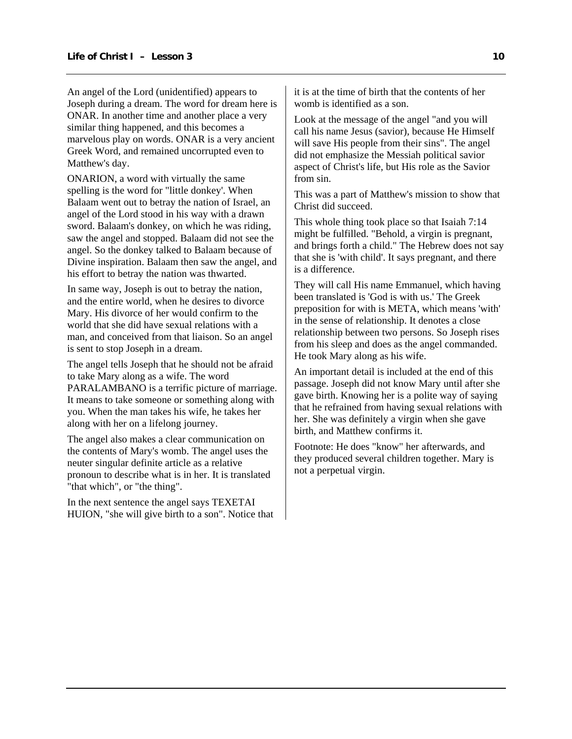An angel of the Lord (unidentified) appears to Joseph during a dream. The word for dream here is ONAR. In another time and another place a very similar thing happened, and this becomes a marvelous play on words. ONAR is a very ancient Greek Word, and remained uncorrupted even to Matthew's day.

ONARION, a word with virtually the same spelling is the word for "little donkey'. When Balaam went out to betray the nation of Israel, an angel of the Lord stood in his way with a drawn sword. Balaam's donkey, on which he was riding, saw the angel and stopped. Balaam did not see the angel. So the donkey talked to Balaam because of Divine inspiration. Balaam then saw the angel, and his effort to betray the nation was thwarted.

In same way, Joseph is out to betray the nation, and the entire world, when he desires to divorce Mary. His divorce of her would confirm to the world that she did have sexual relations with a man, and conceived from that liaison. So an angel is sent to stop Joseph in a dream.

The angel tells Joseph that he should not be afraid to take Mary along as a wife. The word PARALAMBANO is a terrific picture of marriage. It means to take someone or something along with you. When the man takes his wife, he takes her along with her on a lifelong journey.

The angel also makes a clear communication on the contents of Mary's womb. The angel uses the neuter singular definite article as a relative pronoun to describe what is in her. It is translated "that which", or "the thing".

In the next sentence the angel says TEXETAI HUION, "she will give birth to a son". Notice that it is at the time of birth that the contents of her womb is identified as a son.

Look at the message of the angel "and you will call his name Jesus (savior), because He Himself will save His people from their sins". The angel did not emphasize the Messiah political savior aspect of Christ's life, but His role as the Savior from sin.

This was a part of Matthew's mission to show that Christ did succeed.

This whole thing took place so that Isaiah 7:14 might be fulfilled. "Behold, a virgin is pregnant, and brings forth a child." The Hebrew does not say that she is 'with child'. It says pregnant, and there is a difference.

They will call His name Emmanuel, which having been translated is 'God is with us.' The Greek preposition for with is META, which means 'with' in the sense of relationship. It denotes a close relationship between two persons. So Joseph rises from his sleep and does as the angel commanded. He took Mary along as his wife.

An important detail is included at the end of this passage. Joseph did not know Mary until after she gave birth. Knowing her is a polite way of saying that he refrained from having sexual relations with her. She was definitely a virgin when she gave birth, and Matthew confirms it.

Footnote: He does "know" her afterwards, and they produced several children together. Mary is not a perpetual virgin.